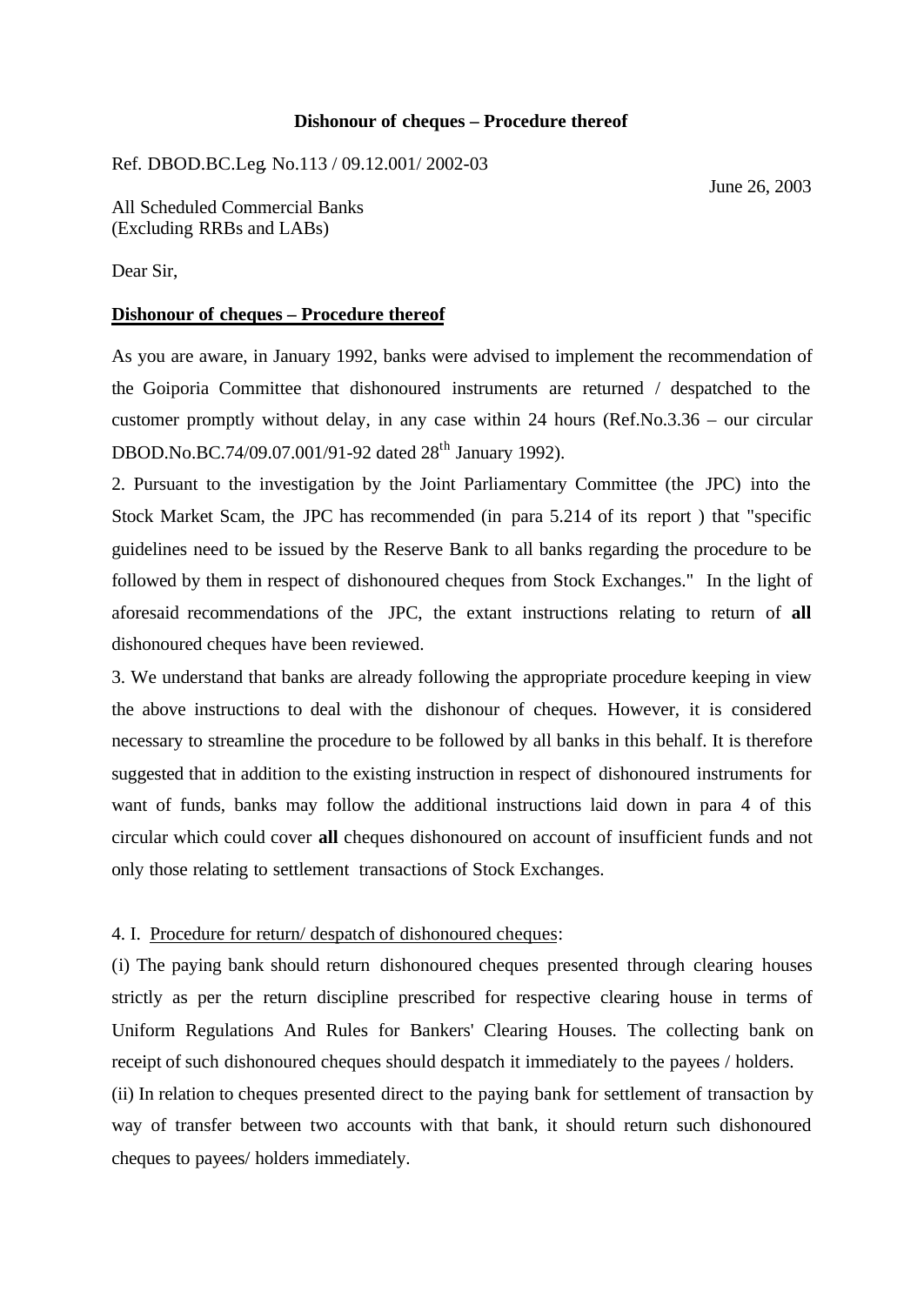**Dishonour of cheques – Procedure thereof**

Ref. DBOD.BC.Leg. No.113 / 09.12.001/ 2002-03

June 26, 2003

All Scheduled Commercial Banks
(Excluding RRBs and LABs)

Dear Sir,

**Dishonour of cheques – Procedure thereof**

As you are aware, in January 1992, banks were advised to implement the recommendation of the Goiporia Committee that dishonoured instruments are returned / despatched to the customer promptly without delay, in any case within 24 hours (Ref.No.3.36 – our circular DBOD.No.BC.74/09.07.001/91-92 dated 28th January 1992).

2. Pursuant to the investigation by the Joint Parliamentary Committee (the JPC) into the Stock Market Scam, the JPC has recommended (in para 5.214 of its report ) that "specific guidelines need to be issued by the Reserve Bank to all banks regarding the procedure to be followed by them in respect of dishonoured cheques from Stock Exchanges." In the light of aforesaid recommendations of the JPC, the extant instructions relating to return of **all** dishonoured cheques have been reviewed.

3. We understand that banks are already following the appropriate procedure keeping in view the above instructions to deal with the dishonour of cheques. However, it is considered necessary to streamline the procedure to be followed by all banks in this behalf. It is therefore suggested that in addition to the existing instruction in respect of dishonoured instruments for want of funds, banks may follow the additional instructions laid down in para 4 of this circular which could cover **all** cheques dishonoured on account of insufficient funds and not only those relating to settlement transactions of Stock Exchanges.

4. I. Procedure for return/ despatch of dishonoured cheques:

(i) The paying bank should return dishonoured cheques presented through clearing houses strictly as per the return discipline prescribed for respective clearing house in terms of Uniform Regulations And Rules for Bankers' Clearing Houses. The collecting bank on receipt of such dishonoured cheques should despatch it immediately to the payees / holders.

(ii) In relation to cheques presented direct to the paying bank for settlement of transaction by way of transfer between two accounts with that bank, it should return such dishonoured cheques to payees/ holders immediately.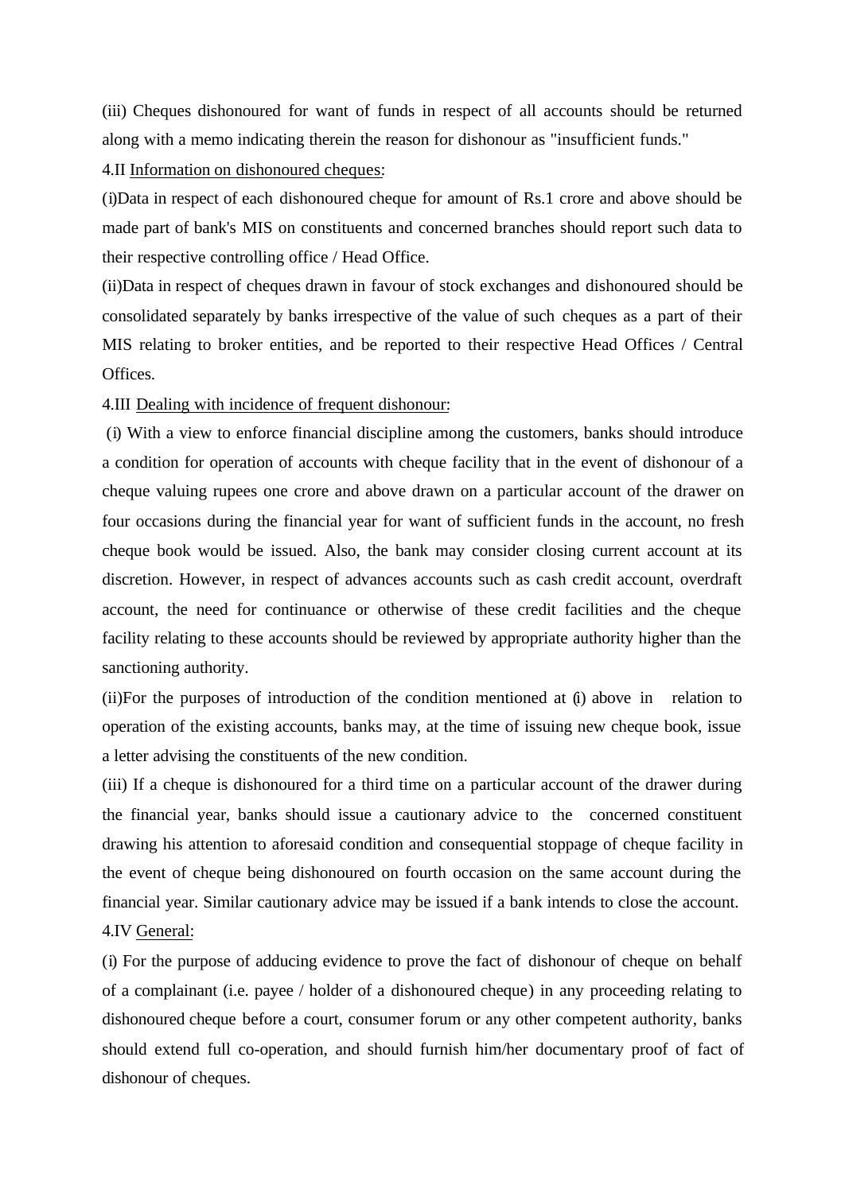(iii) Cheques dishonoured for want of funds in respect of all accounts should be returned along with a memo indicating therein the reason for dishonour as "insufficient funds."

4.II Information on dishonoured cheques:

(i)Data in respect of each dishonoured cheque for amount of Rs.1 crore and above should be made part of bank's MIS on constituents and concerned branches should report such data to their respective controlling office / Head Office.

(ii)Data in respect of cheques drawn in favour of stock exchanges and dishonoured should be consolidated separately by banks irrespective of the value of such cheques as a part of their MIS relating to broker entities, and be reported to their respective Head Offices / Central Offices.

4.III Dealing with incidence of frequent dishonour:

(i) With a view to enforce financial discipline among the customers, banks should introduce a condition for operation of accounts with cheque facility that in the event of dishonour of a cheque valuing rupees one crore and above drawn on a particular account of the drawer on four occasions during the financial year for want of sufficient funds in the account, no fresh cheque book would be issued. Also, the bank may consider closing current account at its discretion. However, in respect of advances accounts such as cash credit account, overdraft account, the need for continuance or otherwise of these credit facilities and the cheque facility relating to these accounts should be reviewed by appropriate authority higher than the sanctioning authority.

(ii)For the purposes of introduction of the condition mentioned at (i) above in relation to operation of the existing accounts, banks may, at the time of issuing new cheque book, issue a letter advising the constituents of the new condition.

(iii) If a cheque is dishonoured for a third time on a particular account of the drawer during the financial year, banks should issue a cautionary advice to the concerned constituent drawing his attention to aforesaid condition and consequential stoppage of cheque facility in the event of cheque being dishonoured on fourth occasion on the same account during the financial year. Similar cautionary advice may be issued if a bank intends to close the account.

4.IV General:

(i) For the purpose of adducing evidence to prove the fact of dishonour of cheque on behalf of a complainant (i.e. payee / holder of a dishonoured cheque) in any proceeding relating to dishonoured cheque before a court, consumer forum or any other competent authority, banks should extend full co-operation, and should furnish him/her documentary proof of fact of dishonour of cheques.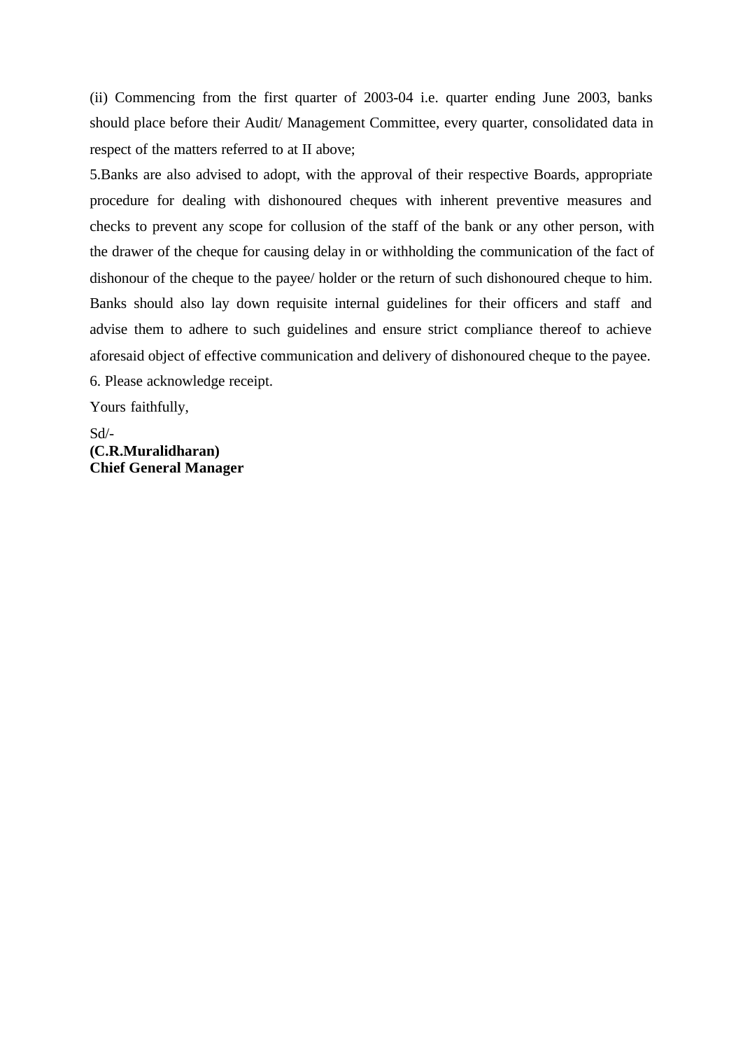(ii) Commencing from the first quarter of 2003-04 i.e. quarter ending June 2003, banks should place before their Audit/ Management Committee, every quarter, consolidated data in respect of the matters referred to at II above;

5.Banks are also advised to adopt, with the approval of their respective Boards, appropriate procedure for dealing with dishonoured cheques with inherent preventive measures and checks to prevent any scope for collusion of the staff of the bank or any other person, with the drawer of the cheque for causing delay in or withholding the communication of the fact of dishonour of the cheque to the payee/ holder or the return of such dishonoured cheque to him. Banks should also lay down requisite internal guidelines for their officers and staff and advise them to adhere to such guidelines and ensure strict compliance thereof to achieve aforesaid object of effective communication and delivery of dishonoured cheque to the payee.

6. Please acknowledge receipt.

Yours faithfully,

Sd/-
**(C.R.Muralidharan)**
**Chief General Manager**